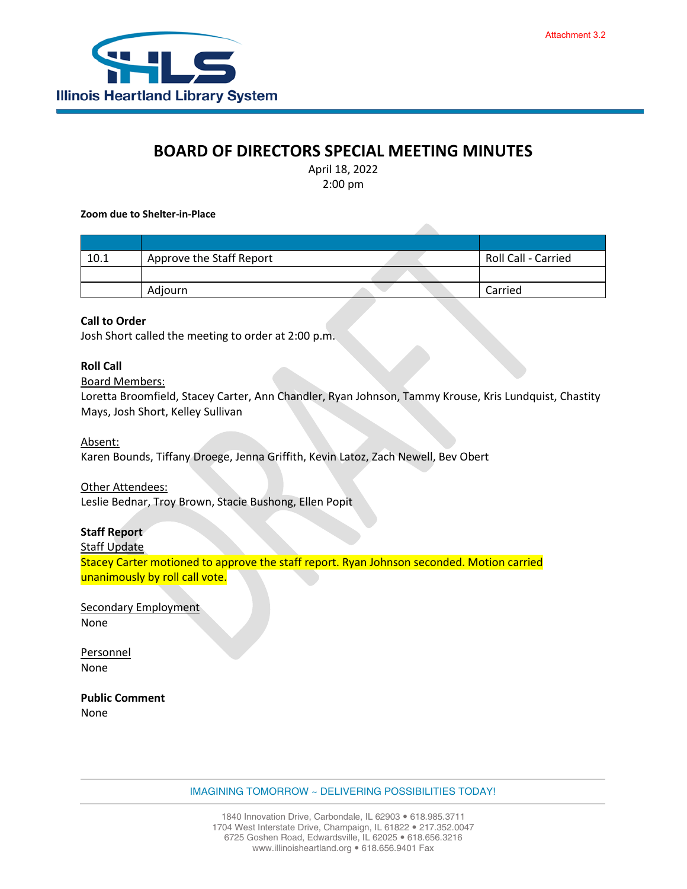Attachment 3.2

Illinois Heartland Library System

# BOARD OF DIRECTORS SPECIAL MEETING MINUTES

April 18, 2022
2:00 pm

**Zoom due to Shelter-in-Place**

| | | |
|---|---|---|
| 10.1 | Approve the Staff Report | Roll Call - Carried |
| | | |
| | Adjourn | Carried |

**Call to Order**
Josh Short called the meeting to order at 2:00 p.m.

**Roll Call**
Board Members:
Loretta Broomfield, Stacey Carter, Ann Chandler, Ryan Johnson, Tammy Krouse, Kris Lundquist, Chastity Mays, Josh Short, Kelley Sullivan

Absent:
Karen Bounds, Tiffany Droege, Jenna Griffith, Kevin Latoz, Zach Newell, Bev Obert

Other Attendees:
Leslie Bednar, Troy Brown, Stacie Bushong, Ellen Popit

**Staff Report**
Staff Update
Stacey Carter motioned to approve the staff report. Ryan Johnson seconded. Motion carried unanimously by roll call vote.

Secondary Employment
None

Personnel
None

**Public Comment**
None

IMAGINING TOMORROW ~ DELIVERING POSSIBILITIES TODAY!

1840 Innovation Drive, Carbondale, IL 62903 • 618.985.3711
1704 West Interstate Drive, Champaign, IL 61822 • 217.352.0047
6725 Goshen Road, Edwardsville, IL 62025 • 618.656.3216
www.illinoisheartland.org • 618.656.9401 Fax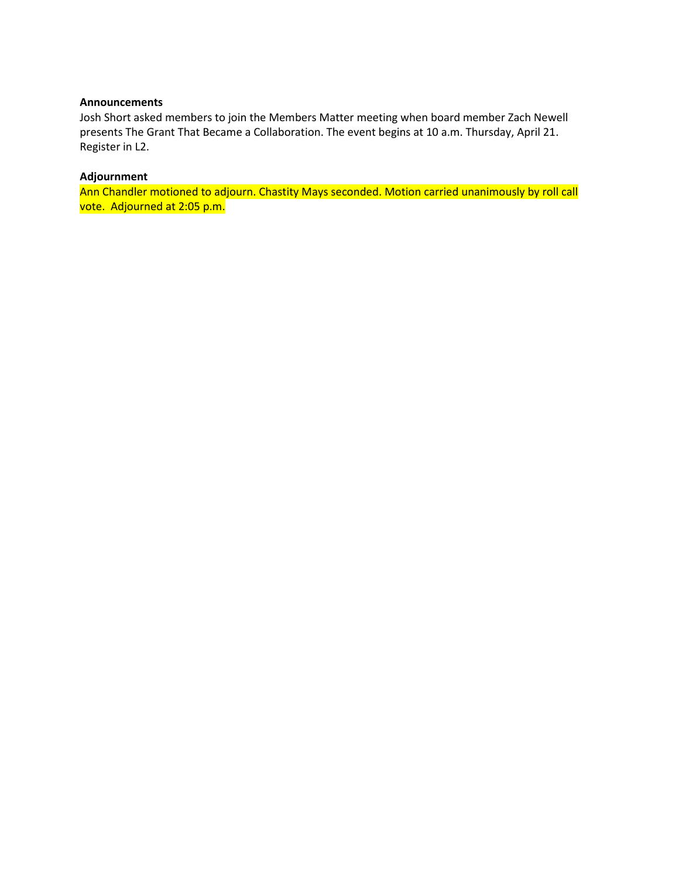**Announcements**

Josh Short asked members to join the Members Matter meeting when board member Zach Newell presents The Grant That Became a Collaboration. The event begins at 10 a.m. Thursday, April 21. Register in L2.

**Adjournment**

Ann Chandler motioned to adjourn. Chastity Mays seconded. Motion carried unanimously by roll call vote. Adjourned at 2:05 p.m.